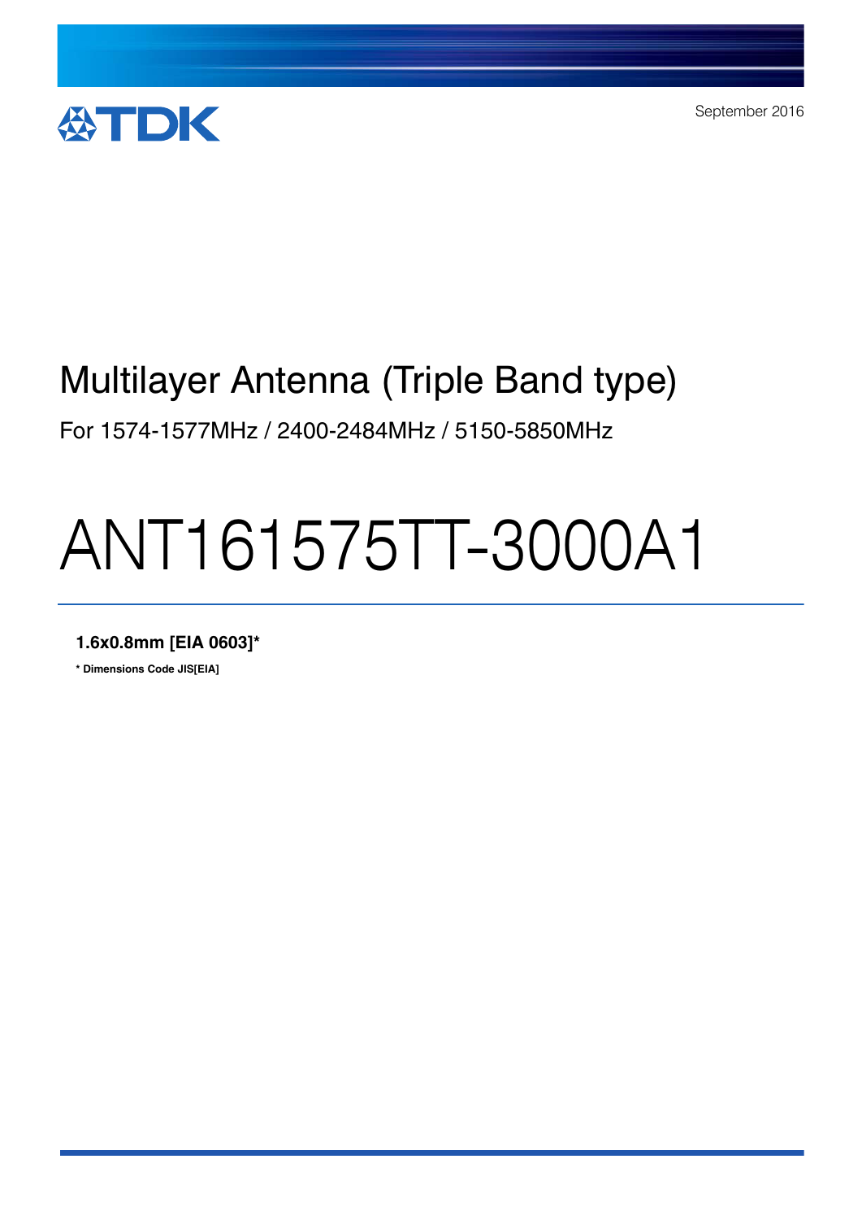TDK

September 2016

# Multilayer Antenna (Triple Band type)

For 1574-1577MHz / 2400-2484MHz / 5150-5850MHz

# ANT161575TT-3000A1

**1.6x0.8mm [EIA 0603]***

*** Dimensions Code JIS[EIA]**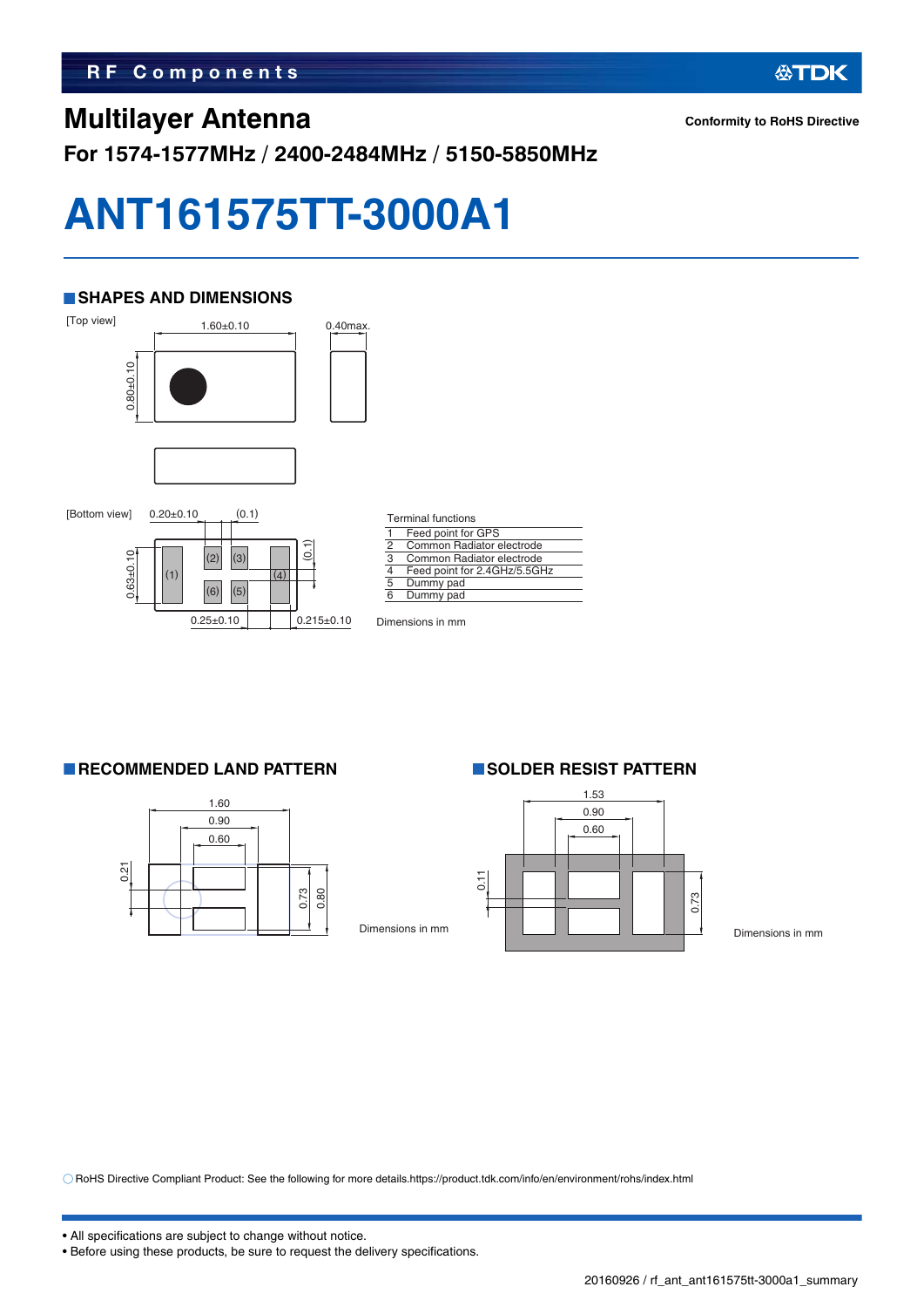RF Components

# Multilayer Antenna

Conformity to RoHS Directive

**For 1574-1577MHz / 2400-2484MHz / 5150-5850MHz**

# ANT161575TT-3000A1

## SHAPES AND DIMENSIONS

[Top view]

1.60±0.10

0.40max.

0.80±0.10

[Bottom view]

0.20±0.10

(0.1)

0.63±0.10

(0.1)

0.25±0.10

0.215±0.10

Terminal functions

| | |
|---|---|
| 1 | Feed point for GPS |
| 2 | Common Radiator electrode |
| 3 | Common Radiator electrode |
| 4 | Feed point for 2.4GHz/5.5GHz |
| 5 | Dummy pad |
| 6 | Dummy pad |

Dimensions in mm

## RECOMMENDED LAND PATTERN

1.60

0.90

0.60

0.21

0.73

0.80

Dimensions in mm

## SOLDER RESIST PATTERN

1.53

0.90

0.60

0.11

0.73

Dimensions in mm

○ RoHS Directive Compliant Product: See the following for more details.https://product.tdk.com/info/en/environment/rohs/index.html

- All specifications are subject to change without notice.
- Before using these products, be sure to request the delivery specifications.

20160926 / rf_ant_ant161575tt-3000a1_summary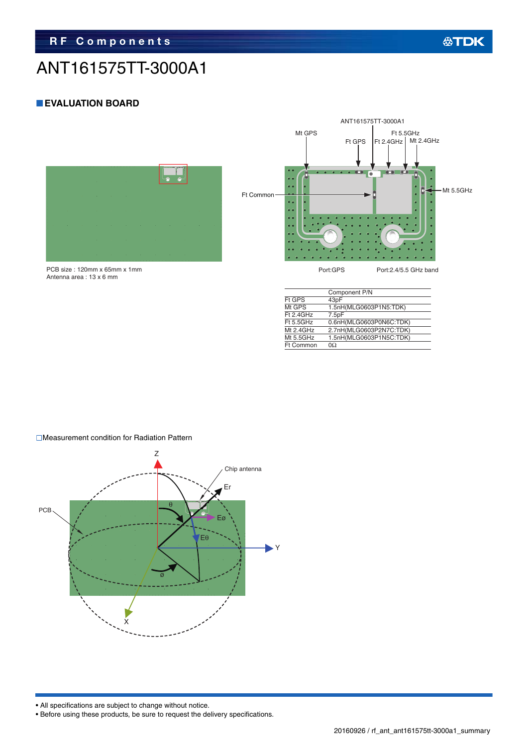# ANT161575TT-3000A1

## EVALUATION BOARD

PCB size : 120mm x 65mm x 1mm
Antenna area : 13 x 6 mm

Port:GPS Port:2.4/5.5 GHz band

| | Component P/N |
|---|---|
| Ft GPS | 43pF |
| Mt GPS | 1.5nH(MLG0603P1N5:TDK) |
| Ft 2.4GHz | 7.5pF |
| Ft 5.5GHz | 0.6nH(MLG0603P0N6C:TDK) |
| Mt 2.4GHz | 2.7nH(MLG0603P2N7C:TDK) |
| Mt 5.5GHz | 1.5nH(MLG0603P1N5C:TDK) |
| Ft Common | 0Ω |

□Measurement condition for Radiation Pattern

- All specifications are subject to change without notice.
- Before using these products, be sure to request the delivery specifications.

20160926 / rf_ant_ant161575tt-3000a1_summary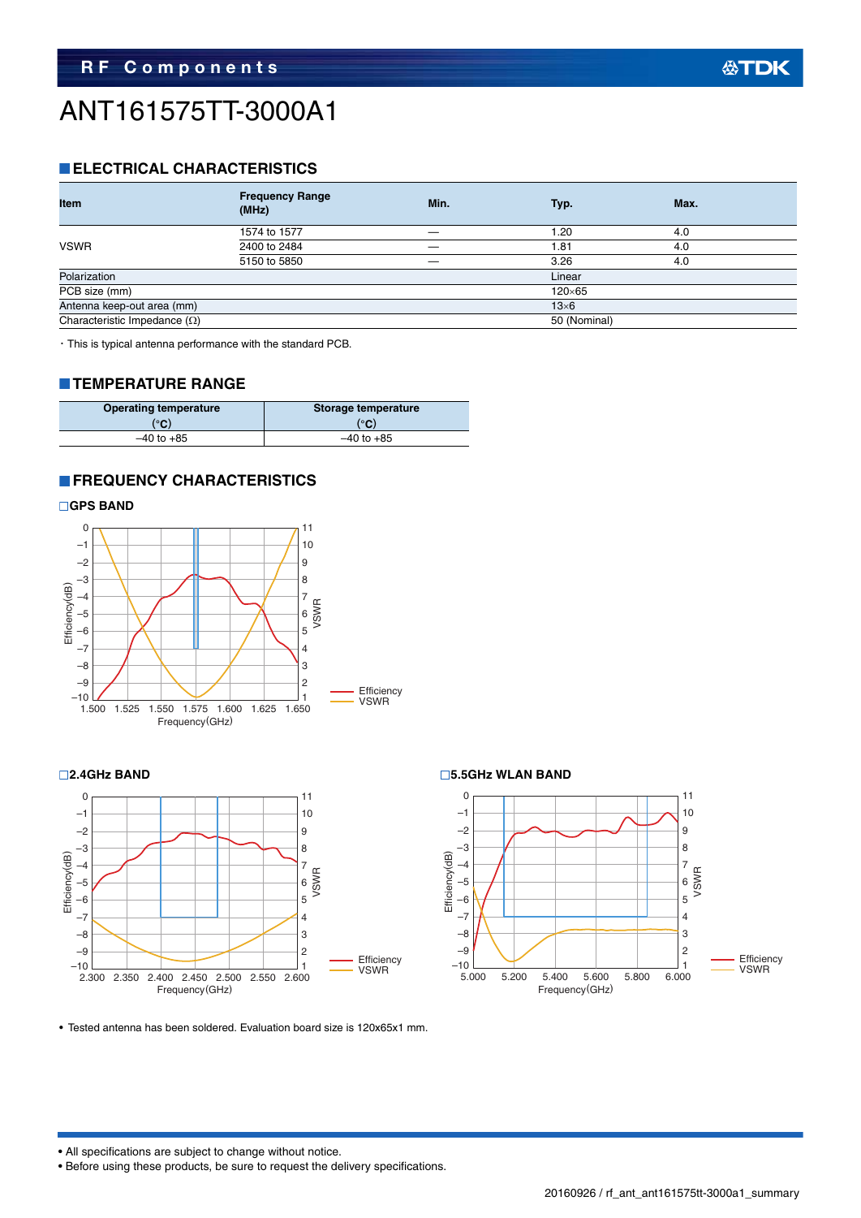# ANT161575TT-3000A1

## ELECTRICAL CHARACTERISTICS

| Item | Frequency Range (MHz) | Min. | Typ. | Max. |
|---|---|---|---|---|
| VSWR | 1574 to 1577 | — | 1.20 | 4.0 |
| | 2400 to 2484 | — | 1.81 | 4.0 |
| | 5150 to 5850 | — | 3.26 | 4.0 |
| Polarization | | | Linear | |
| PCB size (mm) | | | 120×65 | |
| Antenna keep-out area (mm) | | | 13×6 | |
| Characteristic Impedance (Ω) | | | 50 (Nominal) | |

・This is typical antenna performance with the standard PCB.

## TEMPERATURE RANGE

| Operating temperature (°C) | Storage temperature (°C) |
|---|---|
| –40 to +85 | –40 to +85 |

## FREQUENCY CHARACTERISTICS

### □GPS BAND

### □2.4GHz BAND

### □5.5GHz WLAN BAND

• Tested antenna has been soldered. Evaluation board size is 120x65x1 mm.

• All specifications are subject to change without notice.
• Before using these products, be sure to request the delivery specifications.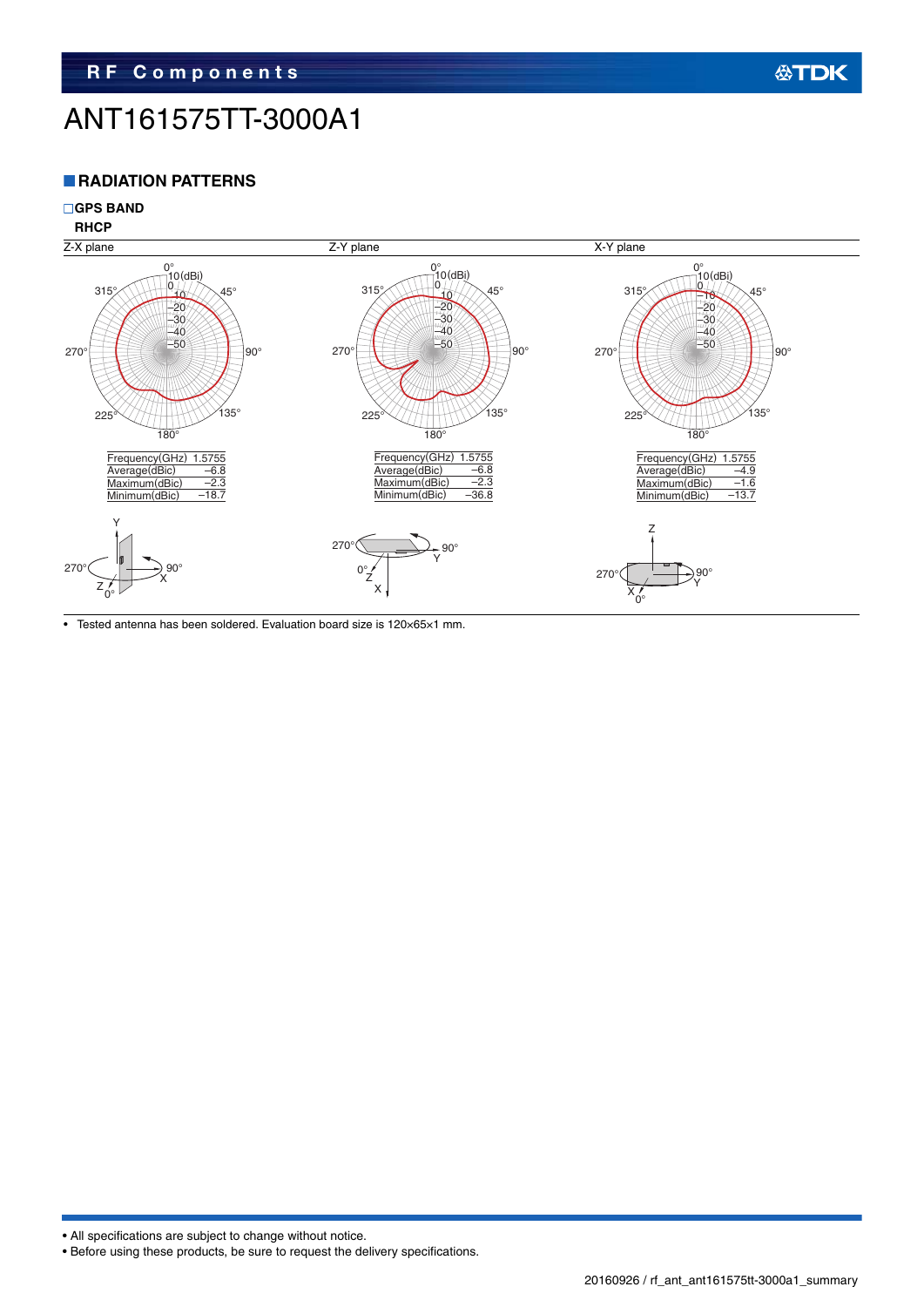# ANT161575TT-3000A1

## RADIATION PATTERNS

### GPS BAND

**RHCP**

Z-X plane

| Frequency(GHz) | 1.5755 |
|---|---|
| Average(dBic) | –6.8 |
| Maximum(dBic) | –2.3 |
| Minimum(dBic) | –18.7 |

Z-Y plane

| Frequency(GHz) | 1.5755 |
|---|---|
| Average(dBic) | –6.8 |
| Maximum(dBic) | –2.3 |
| Minimum(dBic) | –36.8 |

X-Y plane

| Frequency(GHz) | 1.5755 |
|---|---|
| Average(dBic) | –4.9 |
| Maximum(dBic) | –1.6 |
| Minimum(dBic) | –13.7 |

- Tested antenna has been soldered. Evaluation board size is 120×65×1 mm.

- All specifications are subject to change without notice.
- Before using these products, be sure to request the delivery specifications.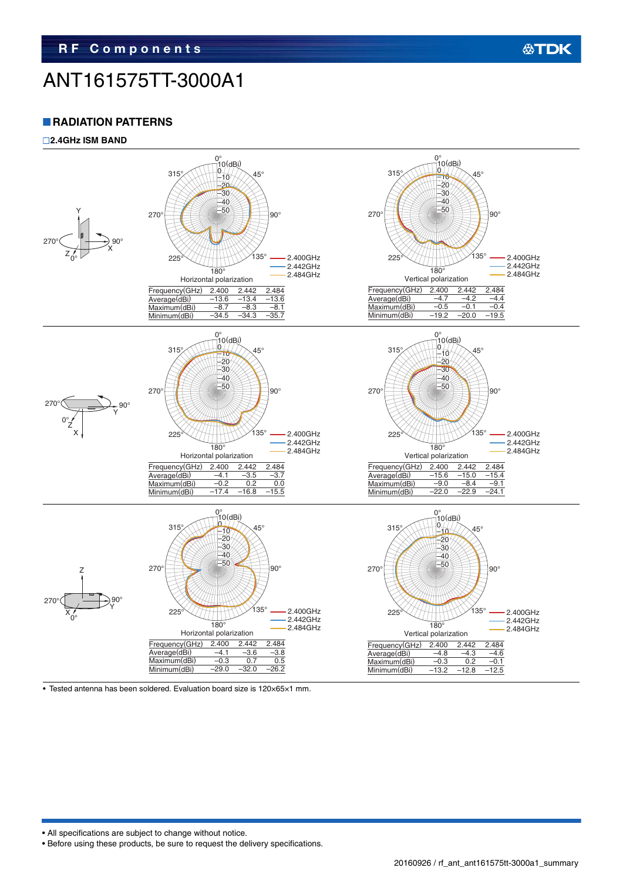# ANT161575TT-3000A1

## RADIATION PATTERNS

### 2.4GHz ISM BAND

Horizontal polarization

| Frequency(GHz) | 2.400 | 2.442 | 2.484 |
|---|---|---|---|
| Average(dBi) | −13.6 | −13.4 | −13.6 |
| Maximum(dBi) | −8.7 | −8.3 | −8.1 |
| Minimum(dBi) | −34.5 | −34.3 | −35.7 |

Vertical polarization

| Frequency(GHz) | 2.400 | 2.442 | 2.484 |
|---|---|---|---|
| Average(dBi) | −4.7 | −4.2 | −4.4 |
| Maximum(dBi) | −0.5 | −0.1 | −0.4 |
| Minimum(dBi) | −19.2 | −20.0 | −19.5 |

Horizontal polarization

| Frequency(GHz) | 2.400 | 2.442 | 2.484 |
|---|---|---|---|
| Average(dBi) | −4.1 | −3.5 | −3.7 |
| Maximum(dBi) | −0.2 | 0.2 | 0.0 |
| Minimum(dBi) | −17.4 | −16.8 | −15.5 |

Vertical polarization

| Frequency(GHz) | 2.400 | 2.442 | 2.484 |
|---|---|---|---|
| Average(dBi) | −15.6 | −15.0 | −15.4 |
| Maximum(dBi) | −9.0 | −8.4 | −9.1 |
| Minimum(dBi) | −22.0 | −22.9 | −24.1 |

Horizontal polarization

| Frequency(GHz) | 2.400 | 2.442 | 2.484 |
|---|---|---|---|
| Average(dBi) | −4.1 | −3.6 | −3.8 |
| Maximum(dBi) | −0.3 | 0.7 | 0.5 |
| Minimum(dBi) | −29.0 | −32.0 | −26.2 |

Vertical polarization

| Frequency(GHz) | 2.400 | 2.442 | 2.484 |
|---|---|---|---|
| Average(dBi) | −4.8 | −4.3 | −4.6 |
| Maximum(dBi) | −0.3 | 0.2 | −0.1 |
| Minimum(dBi) | −13.2 | −12.8 | −12.5 |

- Tested antenna has been soldered. Evaluation board size is 120×65×1 mm.

- All specifications are subject to change without notice.
- Before using these products, be sure to request the delivery specifications.

20160926 / rf_ant_ant161575tt-3000a1_summary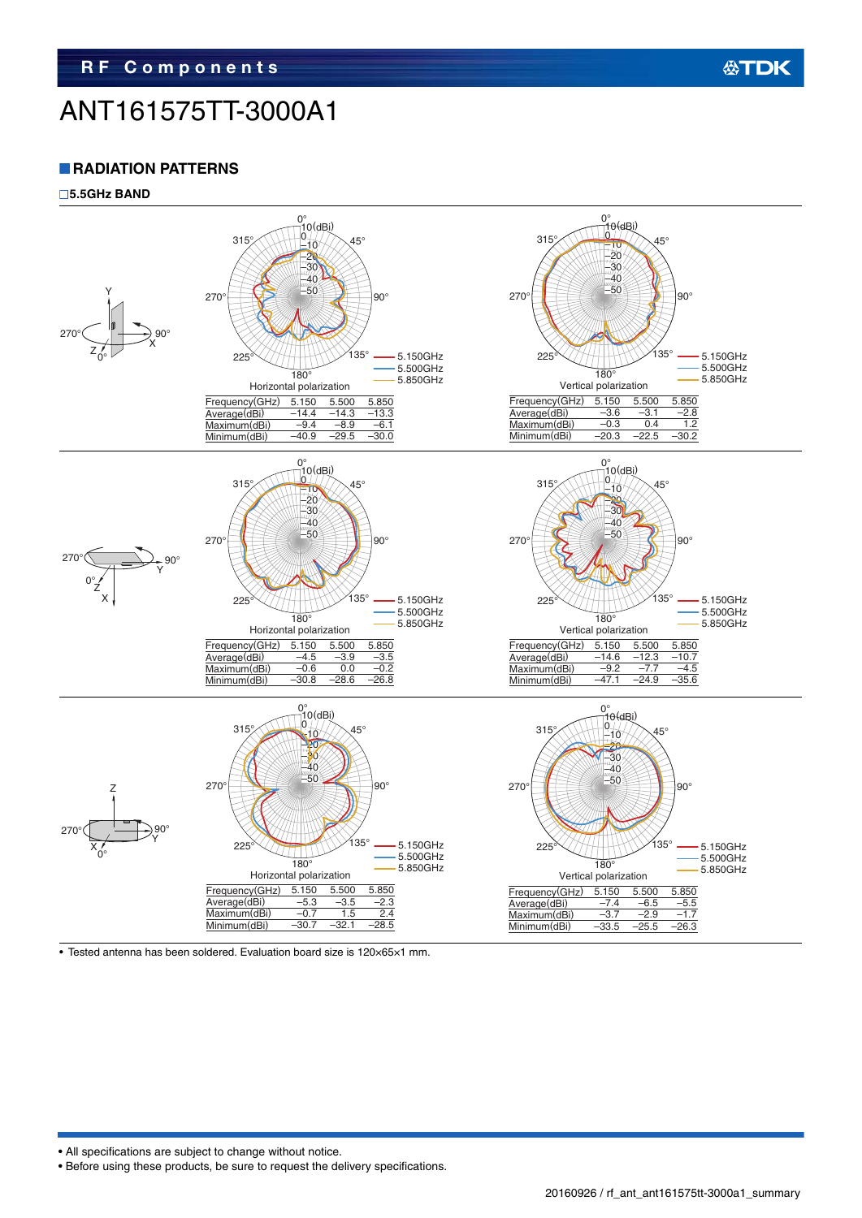# ANT161575TT-3000A1

## RADIATION PATTERNS

### 5.5GHz BAND

Horizontal polarization

| Frequency(GHz) | 5.150 | 5.500 | 5.850 |
|---|---|---|---|
| Average(dBi) | −14.4 | −14.3 | −13.3 |
| Maximum(dBi) | −9.4 | −8.9 | −6.1 |
| Minimum(dBi) | −40.9 | −29.5 | −30.0 |

Vertical polarization

| Frequency(GHz) | 5.150 | 5.500 | 5.850 |
|---|---|---|---|
| Average(dBi) | −3.6 | −3.1 | −2.8 |
| Maximum(dBi) | −0.3 | 0.4 | 1.2 |
| Minimum(dBi) | −20.3 | −22.5 | −30.2 |

Horizontal polarization

| Frequency(GHz) | 5.150 | 5.500 | 5.850 |
|---|---|---|---|
| Average(dBi) | −4.5 | −3.9 | −3.5 |
| Maximum(dBi) | −0.6 | 0.0 | −0.2 |
| Minimum(dBi) | −30.8 | −28.6 | −26.8 |

Vertical polarization

| Frequency(GHz) | 5.150 | 5.500 | 5.850 |
|---|---|---|---|
| Average(dBi) | −14.6 | −12.3 | −10.7 |
| Maximum(dBi) | −9.2 | −7.7 | −4.5 |
| Minimum(dBi) | −47.1 | −24.9 | −35.6 |

Horizontal polarization

| Frequency(GHz) | 5.150 | 5.500 | 5.850 |
|---|---|---|---|
| Average(dBi) | −5.3 | −3.5 | −2.3 |
| Maximum(dBi) | −0.7 | 1.5 | 2.4 |
| Minimum(dBi) | −30.7 | −32.1 | −28.5 |

Vertical polarization

| Frequency(GHz) | 5.150 | 5.500 | 5.850 |
|---|---|---|---|
| Average(dBi) | −7.4 | −6.5 | −5.5 |
| Maximum(dBi) | −3.7 | −2.9 | −1.7 |
| Minimum(dBi) | −33.5 | −25.5 | −26.3 |

- Tested antenna has been soldered. Evaluation board size is 120×65×1 mm.

- All specifications are subject to change without notice.
- Before using these products, be sure to request the delivery specifications.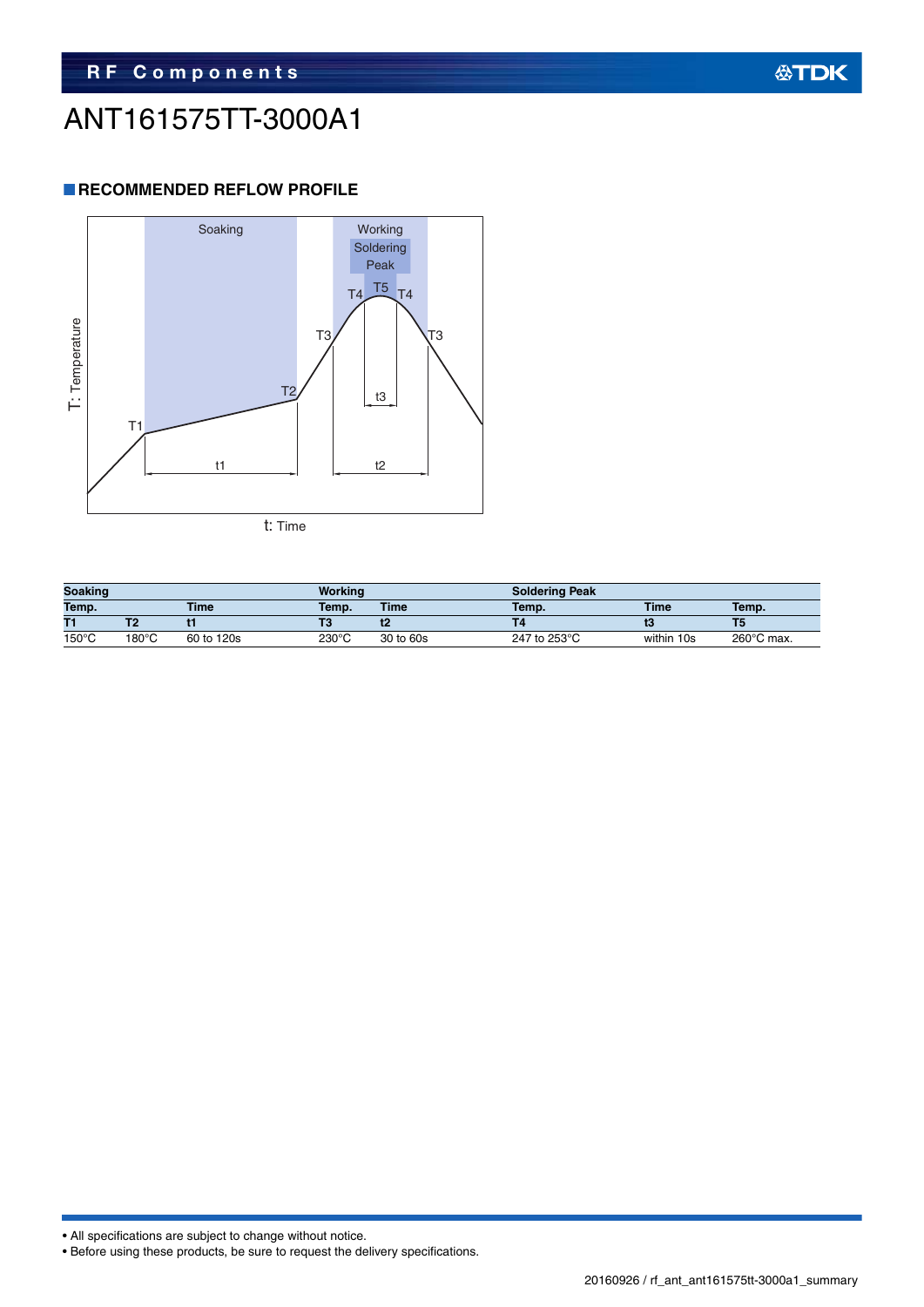# ANT161575TT-3000A1

## RECOMMENDED REFLOW PROFILE

| Soaking | | | Working | | Soldering Peak | | |
|---|---|---|---|---|---|---|---|
| Temp. | | Time | Temp. | Time | Temp. | Time | Temp. |
| T1 | T2 | t1 | T3 | t2 | T4 | t3 | T5 |
| 150°C | 180°C | 60 to 120s | 230°C | 30 to 60s | 247 to 253°C | within 10s | 260°C max. |

- All specifications are subject to change without notice.
- Before using these products, be sure to request the delivery specifications.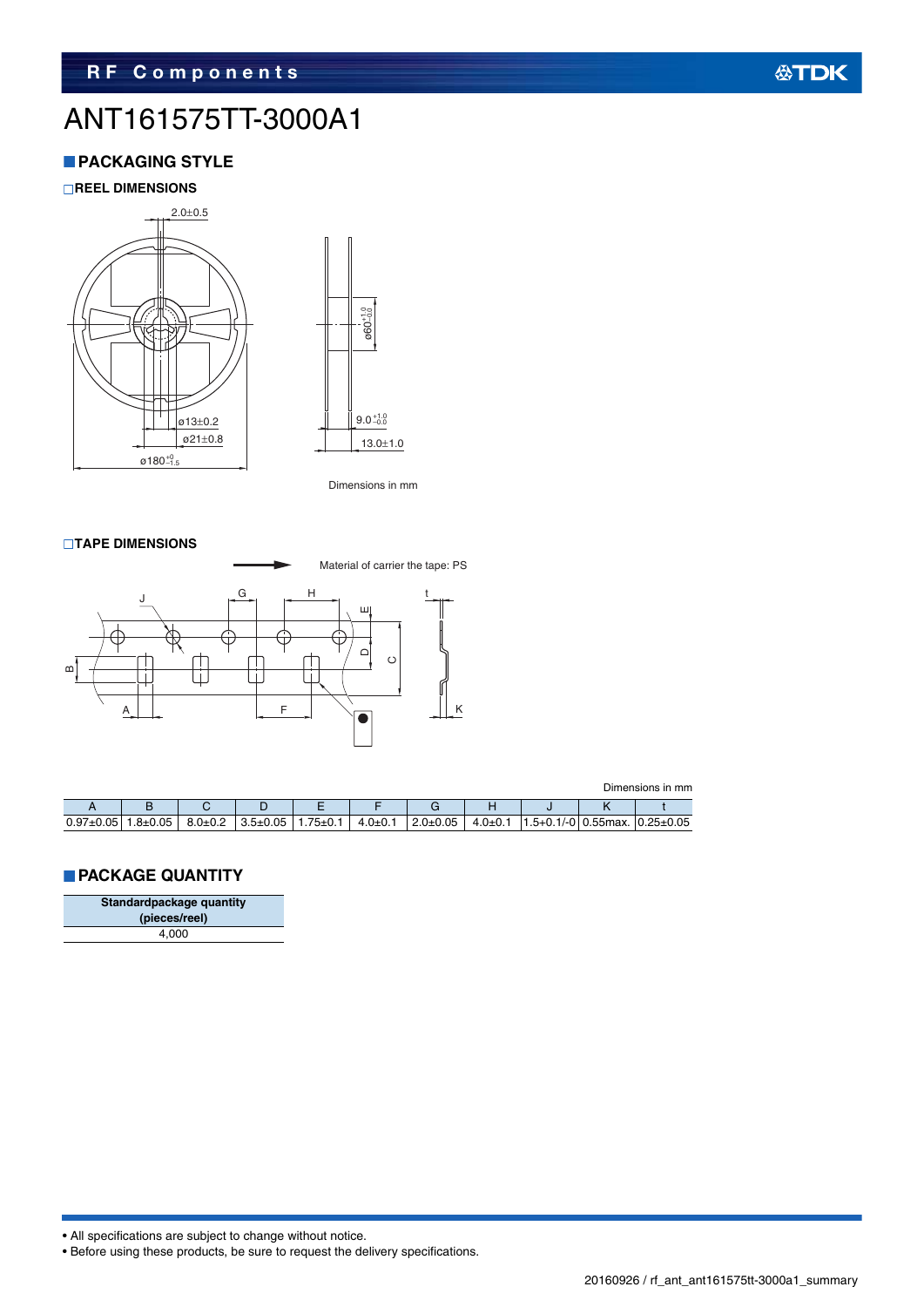# ANT161575TT-3000A1

## PACKAGING STYLE

### REEL DIMENSIONS

Dimensions in mm

### TAPE DIMENSIONS

Material of carrier the tape: PS

Dimensions in mm

| A | B | C | D | E | F | G | H | J | K | t |
|---|---|---|---|---|---|---|---|---|---|---|
| 0.97±0.05 | 1.8±0.05 | 8.0±0.2 | 3.5±0.05 | 1.75±0.1 | 4.0±0.1 | 2.0±0.05 | 4.0±0.1 | 1.5+0.1/-0 | 0.55max. | 0.25±0.05 |

## PACKAGE QUANTITY

| Standardpackage quantity (pieces/reel) |
|---|
| 4,000 |

- All specifications are subject to change without notice.
- Before using these products, be sure to request the delivery specifications.

20160926 / rf_ant_ant161575tt-3000a1_summary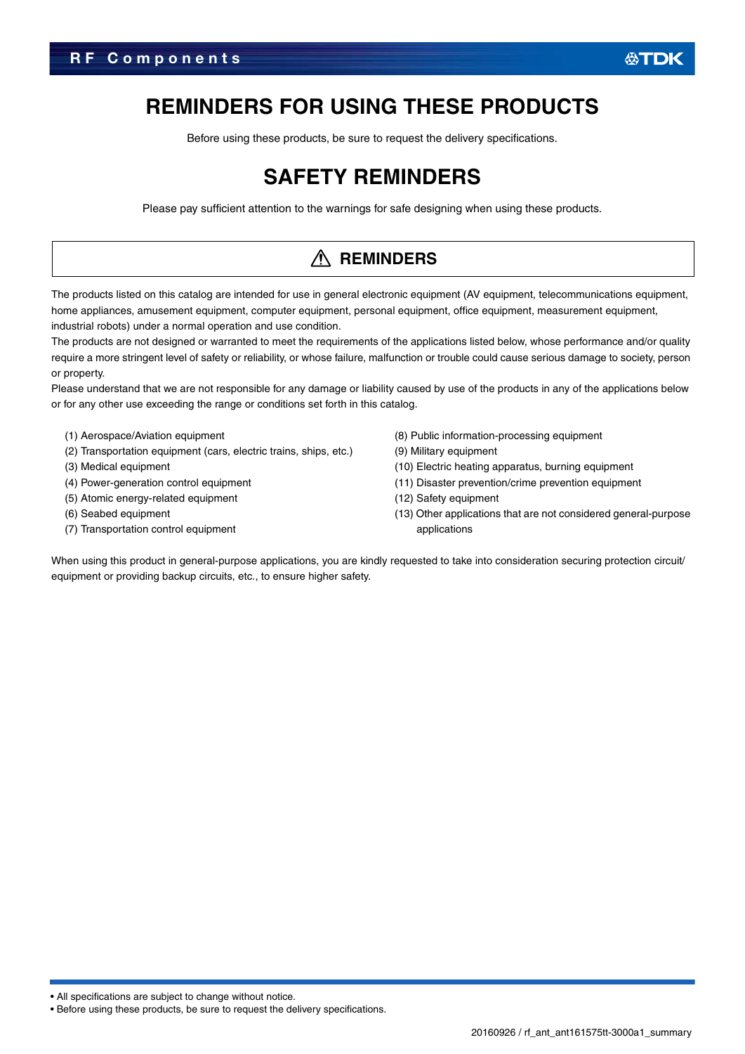# REMINDERS FOR USING THESE PRODUCTS

Before using these products, be sure to request the delivery specifications.

# SAFETY REMINDERS

Please pay sufficient attention to the warnings for safe designing when using these products.

## ⚠ REMINDERS

The products listed on this catalog are intended for use in general electronic equipment (AV equipment, telecommunications equipment, home appliances, amusement equipment, computer equipment, personal equipment, office equipment, measurement equipment, industrial robots) under a normal operation and use condition.

The products are not designed or warranted to meet the requirements of the applications listed below, whose performance and/or quality require a more stringent level of safety or reliability, or whose failure, malfunction or trouble could cause serious damage to society, person or property.

Please understand that we are not responsible for any damage or liability caused by use of the products in any of the applications below or for any other use exceeding the range or conditions set forth in this catalog.

(1) Aerospace/Aviation equipment
(2) Transportation equipment (cars, electric trains, ships, etc.)
(3) Medical equipment
(4) Power-generation control equipment
(5) Atomic energy-related equipment
(6) Seabed equipment
(7) Transportation control equipment
(8) Public information-processing equipment
(9) Military equipment
(10) Electric heating apparatus, burning equipment
(11) Disaster prevention/crime prevention equipment
(12) Safety equipment
(13) Other applications that are not considered general-purpose applications

When using this product in general-purpose applications, you are kindly requested to take into consideration securing protection circuit/ equipment or providing backup circuits, etc., to ensure higher safety.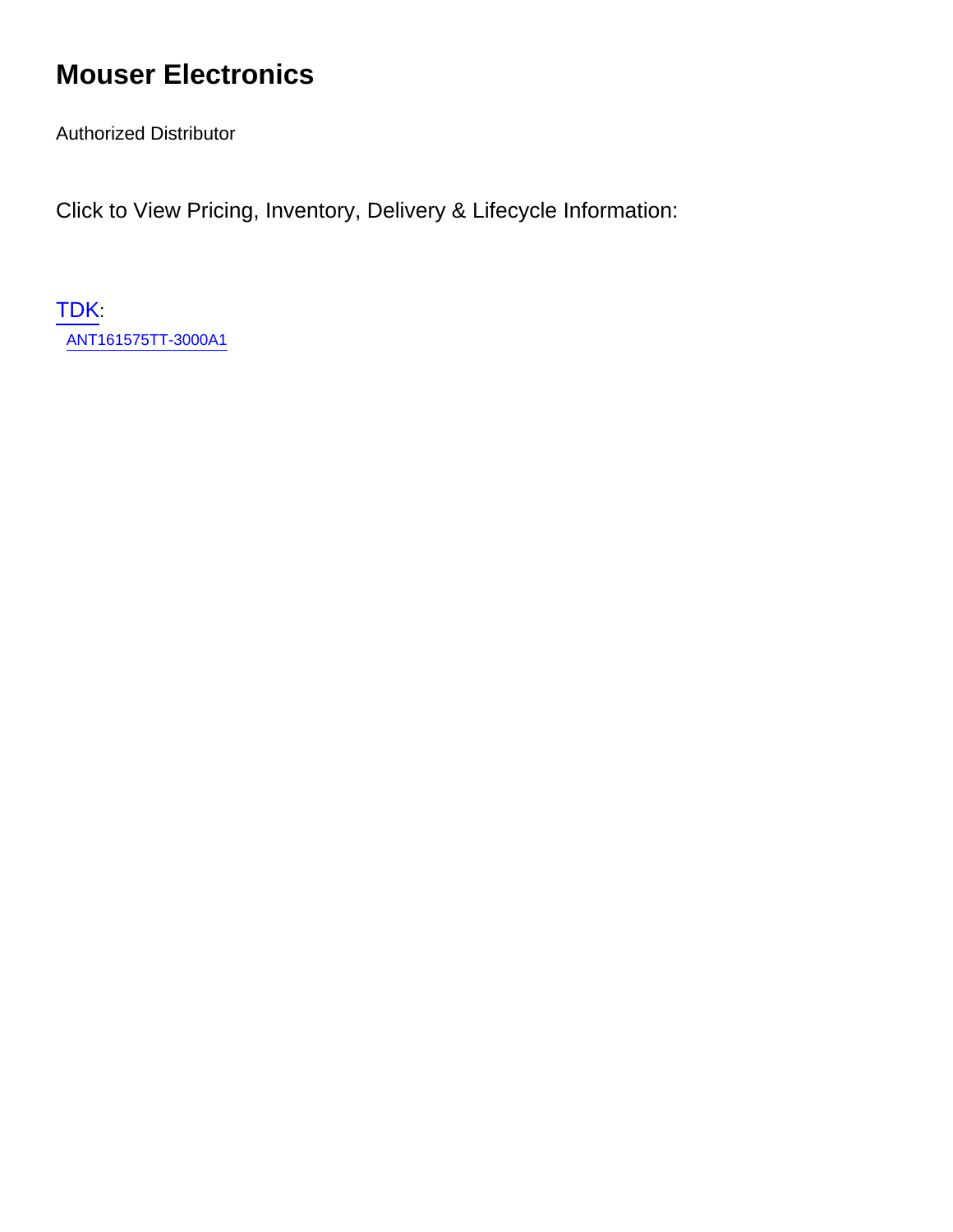# Mouser Electronics

Authorized Distributor

Click to View Pricing, Inventory, Delivery & Lifecycle Information:

TDK:

ANT161575TT-3000A1